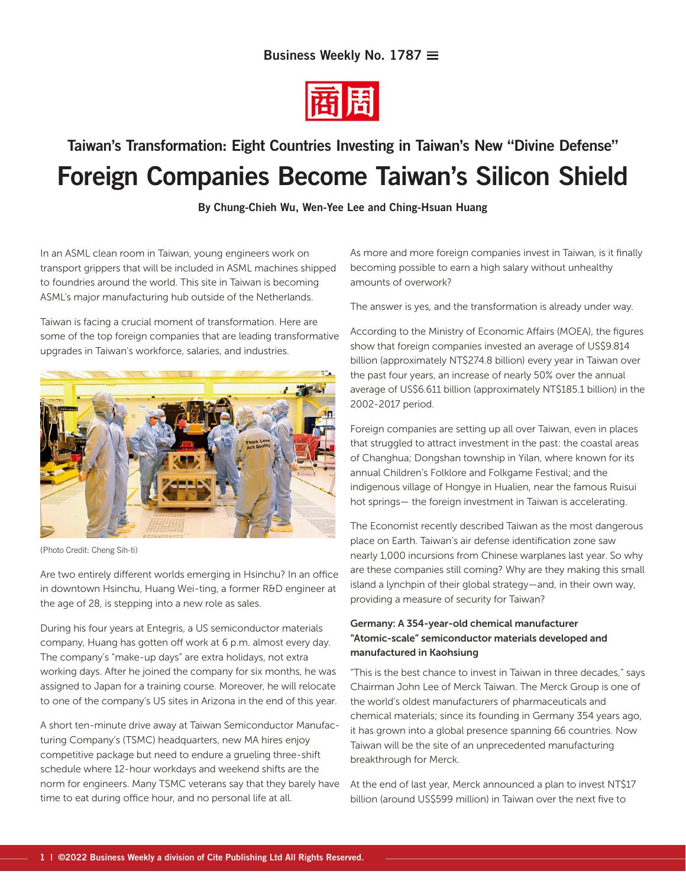Business Weekly No. 1787

# Taiwan's Transformation: Eight Countries Investing in Taiwan's New "Divine Defense"

# Foreign Companies Become Taiwan's Silicon Shield

**By Chung-Chieh Wu, Wen-Yee Lee and Ching-Hsuan Huang**

In an ASML clean room in Taiwan, young engineers work on transport grippers that will be included in ASML machines shipped to foundries around the world. This site in Taiwan is becoming ASML's major manufacturing hub outside of the Netherlands.

Taiwan is facing a crucial moment of transformation. Here are some of the top foreign companies that are leading transformative upgrades in Taiwan's workforce, salaries, and industries.

(Photo Credit: Cheng Sih-ti)

Are two entirely different worlds emerging in Hsinchu? In an office in downtown Hsinchu, Huang Wei-ting, a former R&D engineer at the age of 28, is stepping into a new role as sales.

During his four years at Entegris, a US semiconductor materials company, Huang has gotten off work at 6 p.m. almost every day. The company's "make-up days" are extra holidays, not extra working days. After he joined the company for six months, he was assigned to Japan for a training course. Moreover, he will relocate to one of the company's US sites in Arizona in the end of this year.

A short ten-minute drive away at Taiwan Semiconductor Manufacturing Company's (TSMC) headquarters, new MA hires enjoy competitive package but need to endure a grueling three-shift schedule where 12-hour workdays and weekend shifts are the norm for engineers. Many TSMC veterans say that they barely have time to eat during office hour, and no personal life at all.

As more and more foreign companies invest in Taiwan, is it finally becoming possible to earn a high salary without unhealthy amounts of overwork?

The answer is yes, and the transformation is already under way.

According to the Ministry of Economic Affairs (MOEA), the figures show that foreign companies invested an average of US$9.814 billion (approximately NT$274.8 billion) every year in Taiwan over the past four years, an increase of nearly 50% over the annual average of US$6.611 billion (approximately NT$185.1 billion) in the 2002-2017 period.

Foreign companies are setting up all over Taiwan, even in places that struggled to attract investment in the past: the coastal areas of Changhua; Dongshan township in Yilan, where known for its annual Children's Folklore and Folkgame Festival; and the indigenous village of Hongye in Hualien, near the famous Ruisui hot springs— the foreign investment in Taiwan is accelerating.

The Economist recently described Taiwan as the most dangerous place on Earth. Taiwan's air defense identification zone saw nearly 1,000 incursions from Chinese warplanes last year. So why are these companies still coming? Why are they making this small island a lynchpin of their global strategy—and, in their own way, providing a measure of security for Taiwan?

### Germany: A 354-year-old chemical manufacturer "Atomic-scale" semiconductor materials developed and manufactured in Kaohsiung

"This is the best chance to invest in Taiwan in three decades," says Chairman John Lee of Merck Taiwan. The Merck Group is one of the world's oldest manufacturers of pharmaceuticals and chemical materials; since its founding in Germany 354 years ago, it has grown into a global presence spanning 66 countries. Now Taiwan will be the site of an unprecedented manufacturing breakthrough for Merck.

At the end of last year, Merck announced a plan to invest NT$17 billion (around US$599 million) in Taiwan over the next five to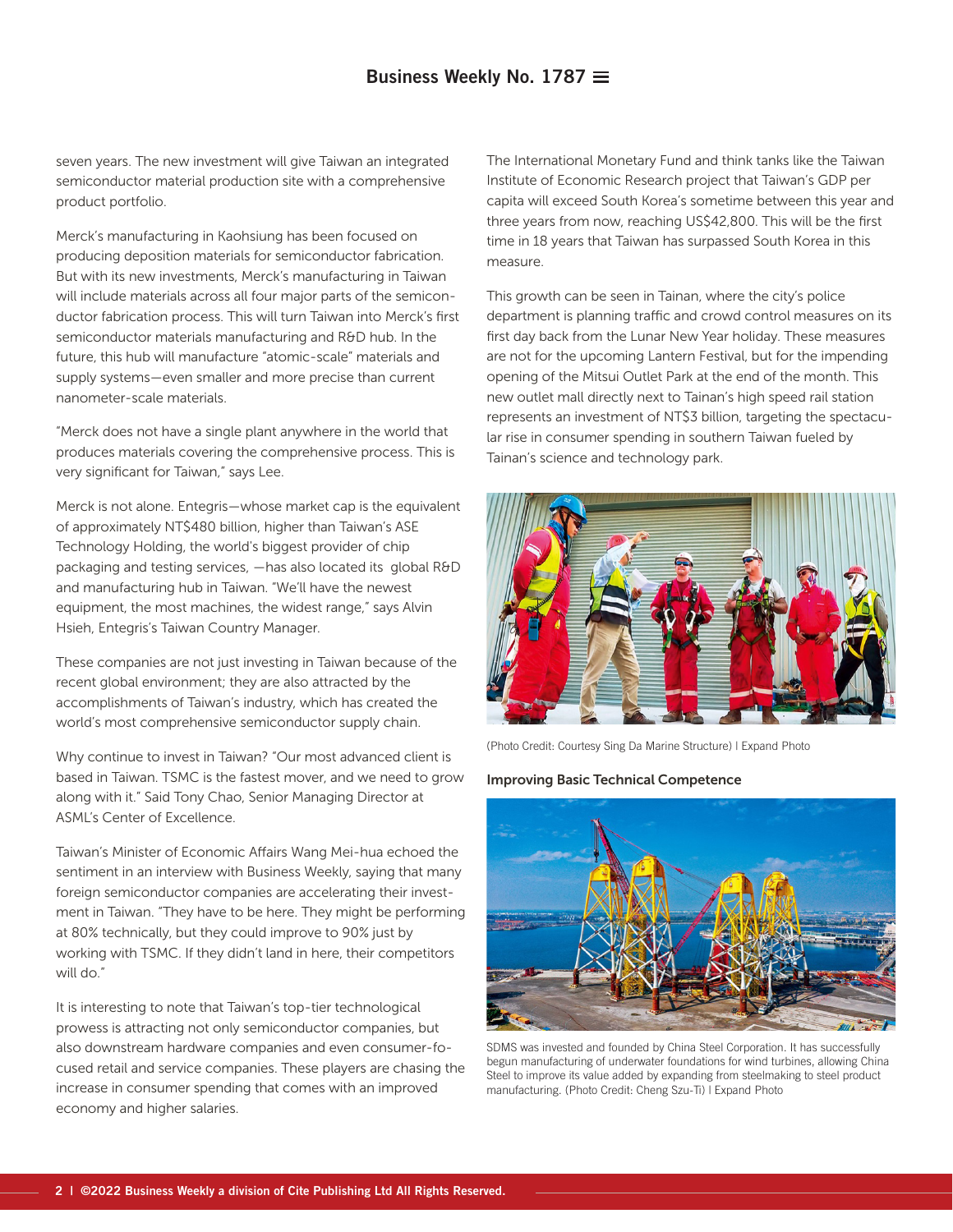seven years. The new investment will give Taiwan an integrated semiconductor material production site with a comprehensive product portfolio.

Merck's manufacturing in Kaohsiung has been focused on producing deposition materials for semiconductor fabrication. But with its new investments, Merck's manufacturing in Taiwan will include materials across all four major parts of the semiconductor fabrication process. This will turn Taiwan into Merck's first semiconductor materials manufacturing and R&D hub. In the future, this hub will manufacture "atomic-scale" materials and supply systems—even smaller and more precise than current nanometer-scale materials.

"Merck does not have a single plant anywhere in the world that produces materials covering the comprehensive process. This is very significant for Taiwan," says Lee.

Merck is not alone. Entegris—whose market cap is the equivalent of approximately NT$480 billion, higher than Taiwan's ASE Technology Holding, the world's biggest provider of chip packaging and testing services, —has also located its global R&D and manufacturing hub in Taiwan. "We'll have the newest equipment, the most machines, the widest range," says Alvin Hsieh, Entegris's Taiwan Country Manager.

These companies are not just investing in Taiwan because of the recent global environment; they are also attracted by the accomplishments of Taiwan's industry, which has created the world's most comprehensive semiconductor supply chain.

Why continue to invest in Taiwan? "Our most advanced client is based in Taiwan. TSMC is the fastest mover, and we need to grow along with it." Said Tony Chao, Senior Managing Director at ASML's Center of Excellence.

Taiwan's Minister of Economic Affairs Wang Mei-hua echoed the sentiment in an interview with Business Weekly, saying that many foreign semiconductor companies are accelerating their investment in Taiwan. "They have to be here. They might be performing at 80% technically, but they could improve to 90% just by working with TSMC. If they didn't land in here, their competitors will do."

It is interesting to note that Taiwan's top-tier technological prowess is attracting not only semiconductor companies, but also downstream hardware companies and even consumer-focused retail and service companies. These players are chasing the increase in consumer spending that comes with an improved economy and higher salaries.

The International Monetary Fund and think tanks like the Taiwan Institute of Economic Research project that Taiwan's GDP per capita will exceed South Korea's sometime between this year and three years from now, reaching US$42,800. This will be the first time in 18 years that Taiwan has surpassed South Korea in this measure.

This growth can be seen in Tainan, where the city's police department is planning traffic and crowd control measures on its first day back from the Lunar New Year holiday. These measures are not for the upcoming Lantern Festival, but for the impending opening of the Mitsui Outlet Park at the end of the month. This new outlet mall directly next to Tainan's high speed rail station represents an investment of NT$3 billion, targeting the spectacular rise in consumer spending in southern Taiwan fueled by Tainan's science and technology park.

(Photo Credit: Courtesy Sing Da Marine Structure) | Expand Photo

**Improving Basic Technical Competence**

SDMS was invested and founded by China Steel Corporation. It has successfully begun manufacturing of underwater foundations for wind turbines, allowing China Steel to improve its value added by expanding from steelmaking to steel product manufacturing. (Photo Credit: Cheng Szu-Ti) | Expand Photo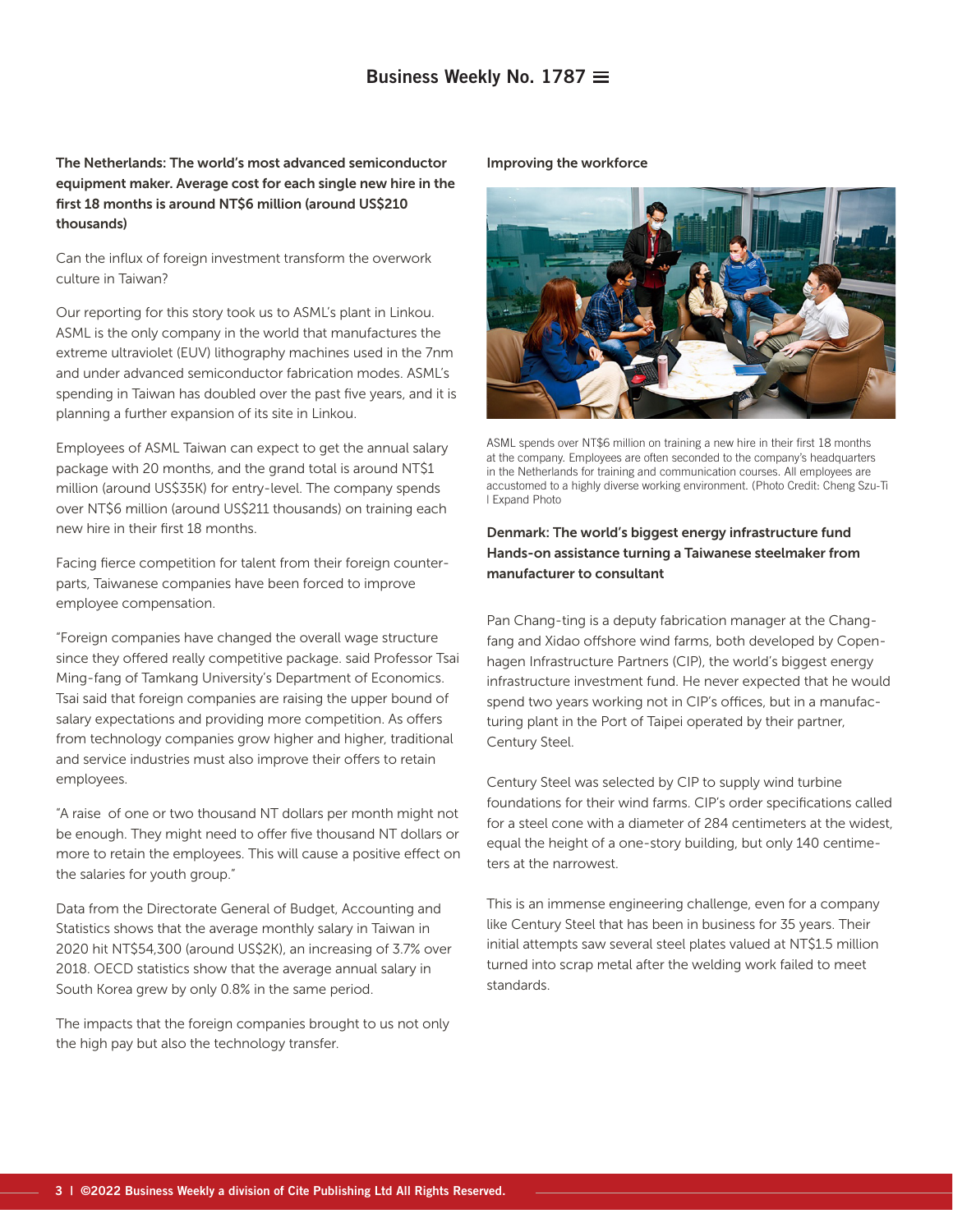**The Netherlands: The world's most advanced semiconductor equipment maker. Average cost for each single new hire in the first 18 months is around NT$6 million (around US$210 thousands)**

Can the influx of foreign investment transform the overwork culture in Taiwan?

Our reporting for this story took us to ASML's plant in Linkou. ASML is the only company in the world that manufactures the extreme ultraviolet (EUV) lithography machines used in the 7nm and under advanced semiconductor fabrication modes. ASML's spending in Taiwan has doubled over the past five years, and it is planning a further expansion of its site in Linkou.

Employees of ASML Taiwan can expect to get the annual salary package with 20 months, and the grand total is around NT$1 million (around US$35K) for entry-level. The company spends over NT$6 million (around US$211 thousands) on training each new hire in their first 18 months.

Facing fierce competition for talent from their foreign counterparts, Taiwanese companies have been forced to improve employee compensation.

"Foreign companies have changed the overall wage structure since they offered really competitive package. said Professor Tsai Ming-fang of Tamkang University's Department of Economics. Tsai said that foreign companies are raising the upper bound of salary expectations and providing more competition. As offers from technology companies grow higher and higher, traditional and service industries must also improve their offers to retain employees.

"A raise of one or two thousand NT dollars per month might not be enough. They might need to offer five thousand NT dollars or more to retain the employees. This will cause a positive effect on the salaries for youth group."

Data from the Directorate General of Budget, Accounting and Statistics shows that the average monthly salary in Taiwan in 2020 hit NT$54,300 (around US$2K), an increasing of 3.7% over 2018. OECD statistics show that the average annual salary in South Korea grew by only 0.8% in the same period.

The impacts that the foreign companies brought to us not only the high pay but also the technology transfer.

**Improving the workforce**

ASML spends over NT$6 million on training a new hire in their first 18 months at the company. Employees are often seconded to the company's headquarters in the Netherlands for training and communication courses. All employees are accustomed to a highly diverse working environment. (Photo Credit: Cheng Szu-Ti | Expand Photo

**Denmark: The world's biggest energy infrastructure fund Hands-on assistance turning a Taiwanese steelmaker from manufacturer to consultant**

Pan Chang-ting is a deputy fabrication manager at the Changfang and Xidao offshore wind farms, both developed by Copenhagen Infrastructure Partners (CIP), the world's biggest energy infrastructure investment fund. He never expected that he would spend two years working not in CIP's offices, but in a manufacturing plant in the Port of Taipei operated by their partner, Century Steel.

Century Steel was selected by CIP to supply wind turbine foundations for their wind farms. CIP's order specifications called for a steel cone with a diameter of 284 centimeters at the widest, equal the height of a one-story building, but only 140 centimeters at the narrowest.

This is an immense engineering challenge, even for a company like Century Steel that has been in business for 35 years. Their initial attempts saw several steel plates valued at NT$1.5 million turned into scrap metal after the welding work failed to meet standards.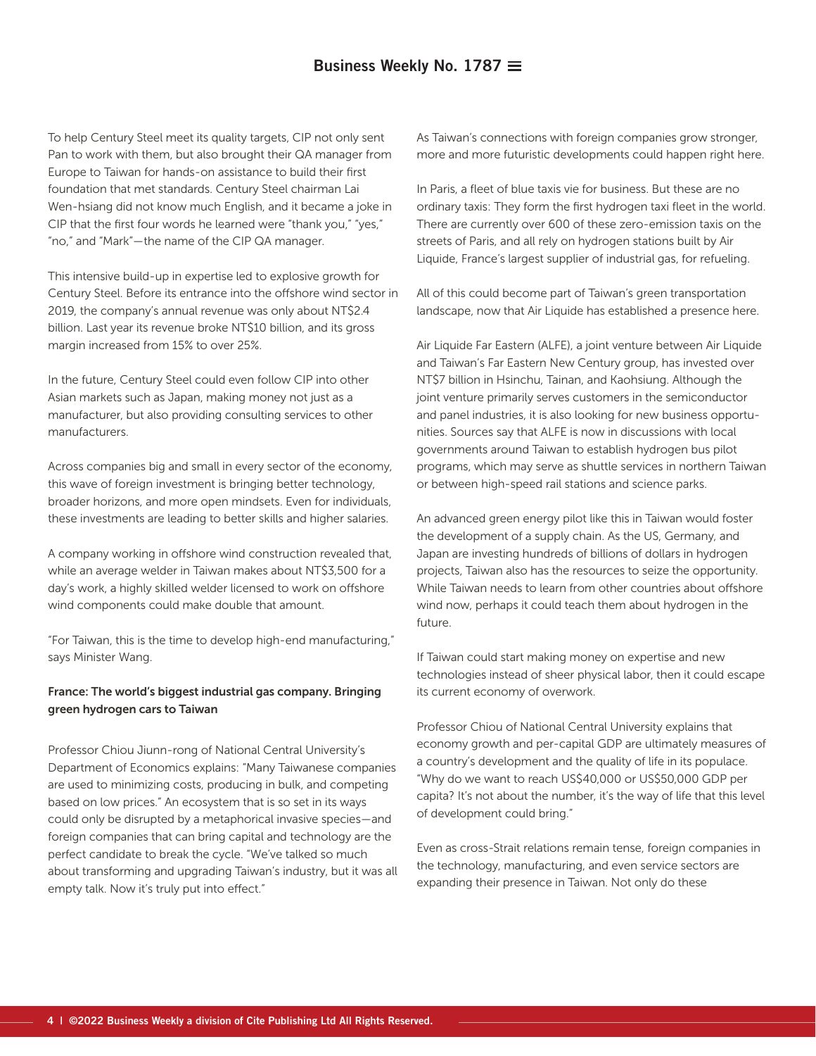To help Century Steel meet its quality targets, CIP not only sent Pan to work with them, but also brought their QA manager from Europe to Taiwan for hands-on assistance to build their first foundation that met standards. Century Steel chairman Lai Wen-hsiang did not know much English, and it became a joke in CIP that the first four words he learned were "thank you," "yes," "no," and "Mark"—the name of the CIP QA manager.

This intensive build-up in expertise led to explosive growth for Century Steel. Before its entrance into the offshore wind sector in 2019, the company's annual revenue was only about NT$2.4 billion. Last year its revenue broke NT$10 billion, and its gross margin increased from 15% to over 25%.

In the future, Century Steel could even follow CIP into other Asian markets such as Japan, making money not just as a manufacturer, but also providing consulting services to other manufacturers.

Across companies big and small in every sector of the economy, this wave of foreign investment is bringing better technology, broader horizons, and more open mindsets. Even for individuals, these investments are leading to better skills and higher salaries.

A company working in offshore wind construction revealed that, while an average welder in Taiwan makes about NT$3,500 for a day's work, a highly skilled welder licensed to work on offshore wind components could make double that amount.

"For Taiwan, this is the time to develop high-end manufacturing," says Minister Wang.

**France: The world's biggest industrial gas company. Bringing green hydrogen cars to Taiwan**

Professor Chiou Jiunn-rong of National Central University's Department of Economics explains: "Many Taiwanese companies are used to minimizing costs, producing in bulk, and competing based on low prices." An ecosystem that is so set in its ways could only be disrupted by a metaphorical invasive species—and foreign companies that can bring capital and technology are the perfect candidate to break the cycle. "We've talked so much about transforming and upgrading Taiwan's industry, but it was all empty talk. Now it's truly put into effect."

As Taiwan's connections with foreign companies grow stronger, more and more futuristic developments could happen right here.

In Paris, a fleet of blue taxis vie for business. But these are no ordinary taxis: They form the first hydrogen taxi fleet in the world. There are currently over 600 of these zero-emission taxis on the streets of Paris, and all rely on hydrogen stations built by Air Liquide, France's largest supplier of industrial gas, for refueling.

All of this could become part of Taiwan's green transportation landscape, now that Air Liquide has established a presence here.

Air Liquide Far Eastern (ALFE), a joint venture between Air Liquide and Taiwan's Far Eastern New Century group, has invested over NT$7 billion in Hsinchu, Tainan, and Kaohsiung. Although the joint venture primarily serves customers in the semiconductor and panel industries, it is also looking for new business opportunities. Sources say that ALFE is now in discussions with local governments around Taiwan to establish hydrogen bus pilot programs, which may serve as shuttle services in northern Taiwan or between high-speed rail stations and science parks.

An advanced green energy pilot like this in Taiwan would foster the development of a supply chain. As the US, Germany, and Japan are investing hundreds of billions of dollars in hydrogen projects, Taiwan also has the resources to seize the opportunity. While Taiwan needs to learn from other countries about offshore wind now, perhaps it could teach them about hydrogen in the future.

If Taiwan could start making money on expertise and new technologies instead of sheer physical labor, then it could escape its current economy of overwork.

Professor Chiou of National Central University explains that economy growth and per-capital GDP are ultimately measures of a country's development and the quality of life in its populace. "Why do we want to reach US$40,000 or US$50,000 GDP per capita? It's not about the number, it's the way of life that this level of development could bring."

Even as cross-Strait relations remain tense, foreign companies in the technology, manufacturing, and even service sectors are expanding their presence in Taiwan. Not only do these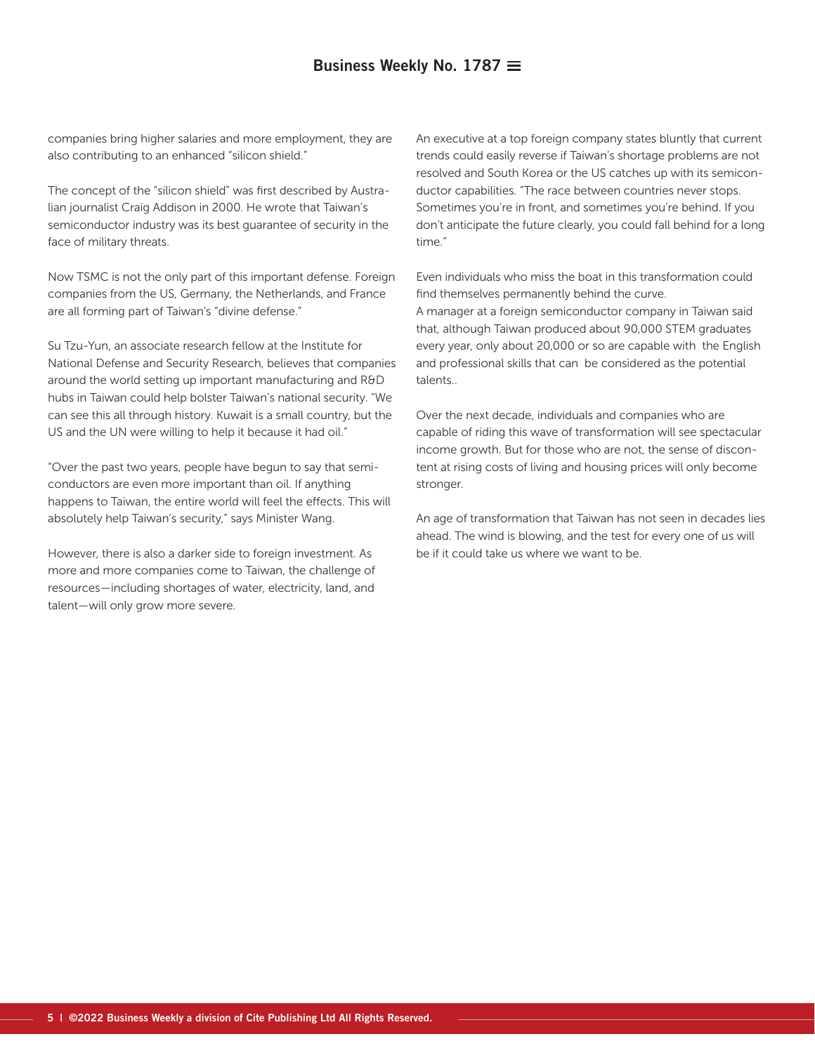companies bring higher salaries and more employment, they are also contributing to an enhanced "silicon shield."

The concept of the "silicon shield" was first described by Australian journalist Craig Addison in 2000. He wrote that Taiwan's semiconductor industry was its best guarantee of security in the face of military threats.

Now TSMC is not the only part of this important defense. Foreign companies from the US, Germany, the Netherlands, and France are all forming part of Taiwan's "divine defense."

Su Tzu-Yun, an associate research fellow at the Institute for National Defense and Security Research, believes that companies around the world setting up important manufacturing and R&D hubs in Taiwan could help bolster Taiwan's national security. "We can see this all through history. Kuwait is a small country, but the US and the UN were willing to help it because it had oil."

"Over the past two years, people have begun to say that semiconductors are even more important than oil. If anything happens to Taiwan, the entire world will feel the effects. This will absolutely help Taiwan's security," says Minister Wang.

However, there is also a darker side to foreign investment. As more and more companies come to Taiwan, the challenge of resources—including shortages of water, electricity, land, and talent—will only grow more severe.

An executive at a top foreign company states bluntly that current trends could easily reverse if Taiwan's shortage problems are not resolved and South Korea or the US catches up with its semiconductor capabilities. "The race between countries never stops. Sometimes you're in front, and sometimes you're behind. If you don't anticipate the future clearly, you could fall behind for a long time."

Even individuals who miss the boat in this transformation could find themselves permanently behind the curve.
A manager at a foreign semiconductor company in Taiwan said that, although Taiwan produced about 90,000 STEM graduates every year, only about 20,000 or so are capable with the English and professional skills that can be considered as the potential talents..

Over the next decade, individuals and companies who are capable of riding this wave of transformation will see spectacular income growth. But for those who are not, the sense of discontent at rising costs of living and housing prices will only become stronger.

An age of transformation that Taiwan has not seen in decades lies ahead. The wind is blowing, and the test for every one of us will be if it could take us where we want to be.